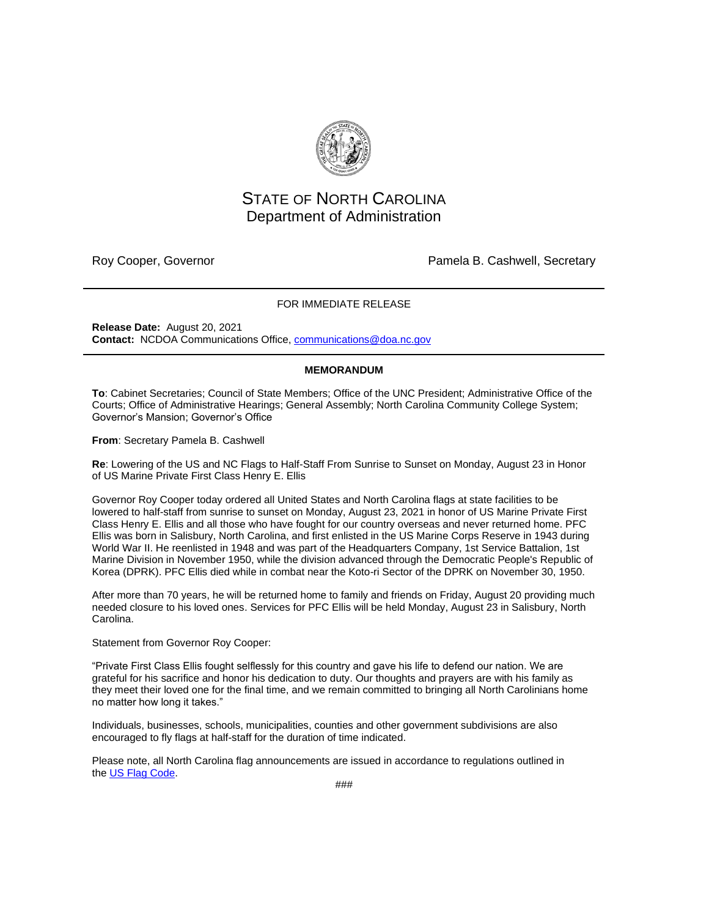# STATE OF NORTH CAROLINA
## Department of Administration

Roy Cooper, Governor | Pamela B. Cashwell, Secretary

---

FOR IMMEDIATE RELEASE

**Release Date:** August 20, 2021
**Contact:** NCDOA Communications Office, [communications@doa.nc.gov](mailto:communications@doa.nc.gov)

---

**MEMORANDUM**

**To**: Cabinet Secretaries; Council of State Members; Office of the UNC President; Administrative Office of the Courts; Office of Administrative Hearings; General Assembly; North Carolina Community College System; Governor's Mansion; Governor's Office

**From**: Secretary Pamela B. Cashwell

**Re**: Lowering of the US and NC Flags to Half-Staff From Sunrise to Sunset on Monday, August 23 in Honor of US Marine Private First Class Henry E. Ellis

Governor Roy Cooper today ordered all United States and North Carolina flags at state facilities to be lowered to half-staff from sunrise to sunset on Monday, August 23, 2021 in honor of US Marine Private First Class Henry E. Ellis and all those who have fought for our country overseas and never returned home. PFC Ellis was born in Salisbury, North Carolina, and first enlisted in the US Marine Corps Reserve in 1943 during World War II. He reenlisted in 1948 and was part of the Headquarters Company, 1st Service Battalion, 1st Marine Division in November 1950, while the division advanced through the Democratic People's Republic of Korea (DPRK). PFC Ellis died while in combat near the Koto-ri Sector of the DPRK on November 30, 1950.

After more than 70 years, he will be returned home to family and friends on Friday, August 20 providing much needed closure to his loved ones. Services for PFC Ellis will be held Monday, August 23 in Salisbury, North Carolina.

Statement from Governor Roy Cooper:

"Private First Class Ellis fought selflessly for this country and gave his life to defend our nation. We are grateful for his sacrifice and honor his dedication to duty. Our thoughts and prayers are with his family as they meet their loved one for the final time, and we remain committed to bringing all North Carolinians home no matter how long it takes."

Individuals, businesses, schools, municipalities, counties and other government subdivisions are also encouraged to fly flags at half-staff for the duration of time indicated.

Please note, all North Carolina flag announcements are issued in accordance to regulations outlined in the [US Flag Code](US Flag Code).

###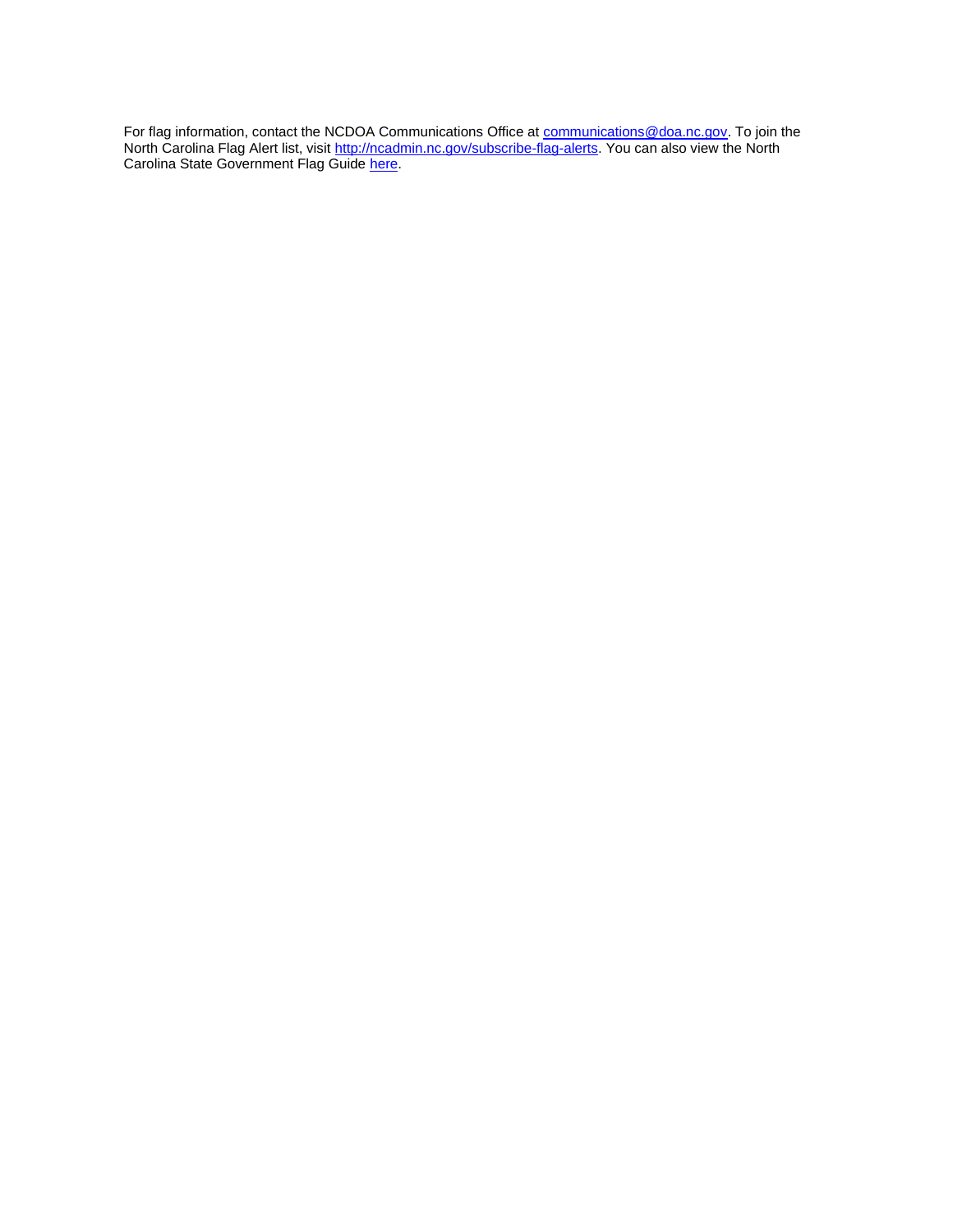For flag information, contact the NCDOA Communications Office at communications@doa.nc.gov. To join the North Carolina Flag Alert list, visit http://ncadmin.nc.gov/subscribe-flag-alerts. You can also view the North Carolina State Government Flag Guide here.